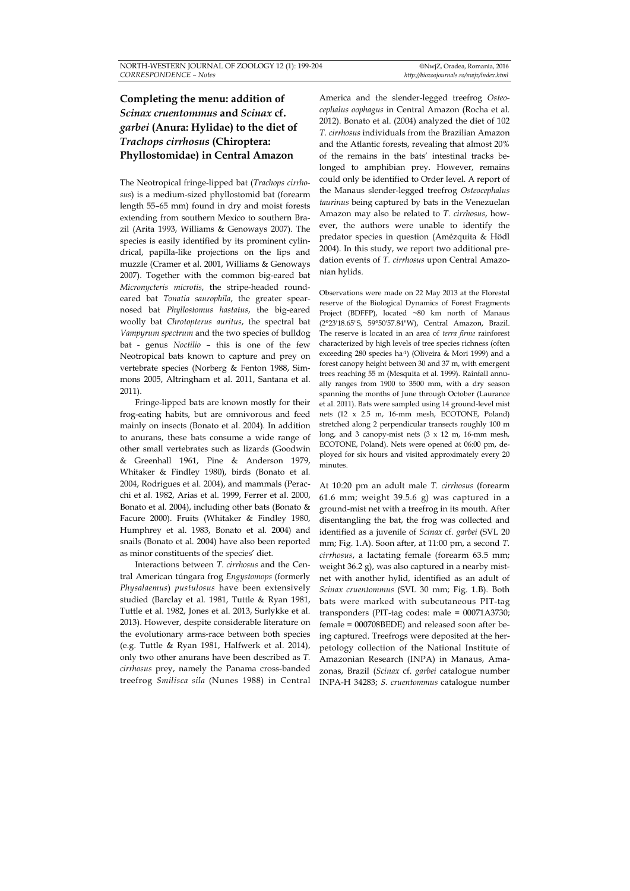# Completing the menu: addition of *Scinax cruentommus* and *Scinax* cf. *garbei* (Anura: Hylidae) to the diet of *Trachops cirrhosus* (Chiroptera: Phyllostomidae) in Central Amazon

The Neotropical fringe-lipped bat (*Trachops cirrhosus*) is a medium-sized phyllostomid bat (forearm length 55–65 mm) found in dry and moist forests extending from southern Mexico to southern Brazil (Arita 1993, Williams & Genoways 2007). The species is easily identified by its prominent cylindrical, papilla-like projections on the lips and muzzle (Cramer et al. 2001, Williams & Genoways 2007). Together with the common big-eared bat *Micronycteris microtis*, the stripe-headed round-eared bat *Tonatia saurophila*, the greater spear-nosed bat *Phyllostomus hastatus*, the big-eared woolly bat *Chrotopterus auritus*, the spectral bat *Vampyrum spectrum* and the two species of bulldog bat - genus *Noctilio* – this is one of the few Neotropical bats known to capture and prey on vertebrate species (Norberg & Fenton 1988, Simmons 2005, Altringham et al. 2011, Santana et al. 2011).

Fringe-lipped bats are known mostly for their frog-eating habits, but are omnivorous and feed mainly on insects (Bonato et al. 2004). In addition to anurans, these bats consume a wide range of other small vertebrates such as lizards (Goodwin & Greenhall 1961, Pine & Anderson 1979, Whitaker & Findley 1980), birds (Bonato et al. 2004, Rodrigues et al. 2004), and mammals (Peracchi et al. 1982, Arias et al. 1999, Ferrer et al. 2000, Bonato et al. 2004), including other bats (Bonato & Facure 2000). Fruits (Whitaker & Findley 1980, Humphrey et al. 1983, Bonato et al. 2004) and snails (Bonato et al. 2004) have also been reported as minor constituents of the species' diet.

Interactions between *T. cirrhosus* and the Central American túngara frog *Engystomops* (formerly *Physalaemus*) *pustulosus* have been extensively studied (Barclay et al. 1981, Tuttle & Ryan 1981, Tuttle et al. 1982, Jones et al. 2013, Surlykke et al. 2013). However, despite considerable literature on the evolutionary arms-race between both species (e.g. Tuttle & Ryan 1981, Halfwerk et al. 2014), only two other anurans have been described as *T. cirrhosus* prey, namely the Panama cross-banded treefrog *Smilisca sila* (Nunes 1988) in Central America and the slender-legged treefrog *Osteocephalus oophagus* in Central Amazon (Rocha et al. 2012). Bonato et al. (2004) analyzed the diet of 102 *T. cirrhosus* individuals from the Brazilian Amazon and the Atlantic forests, revealing that almost 20% of the remains in the bats' intestinal tracks belonged to amphibian prey. However, remains could only be identified to Order level. A report of the Manaus slender-legged treefrog *Osteocephalus taurinus* being captured by bats in the Venezuelan Amazon may also be related to *T. cirrhosus*, however, the authors were unable to identify the predator species in question (Amézquita & Hödl 2004). In this study, we report two additional predation events of *T. cirrhosus* upon Central Amazonian hylids.

Observations were made on 22 May 2013 at the Florestal reserve of the Biological Dynamics of Forest Fragments Project (BDFFP), located ~80 km north of Manaus (2°23'18.65"S, 59°50'57.84"W), Central Amazon, Brazil. The reserve is located in an area of *terra firme* rainforest characterized by high levels of tree species richness (often exceeding 280 species ha$^{-1}$) (Oliveira & Mori 1999) and a forest canopy height between 30 and 37 m, with emergent trees reaching 55 m (Mesquita et al. 1999). Rainfall annually ranges from 1900 to 3500 mm, with a dry season spanning the months of June through October (Laurance et al. 2011). Bats were sampled using 14 ground-level mist nets (12 x 2.5 m, 16-mm mesh, ECOTONE, Poland) stretched along 2 perpendicular transects roughly 100 m long, and 3 canopy-mist nets (3 x 12 m, 16-mm mesh, ECOTONE, Poland). Nets were opened at 06:00 pm, deployed for six hours and visited approximately every 20 minutes.

At 10:20 pm an adult male *T. cirrhosus* (forearm 61.6 mm; weight 39.5.6 g) was captured in a ground-mist net with a treefrog in its mouth. After disentangling the bat, the frog was collected and identified as a juvenile of *Scinax* cf. *garbei* (SVL 20 mm; Fig. 1.A). Soon after, at 11:00 pm, a second *T. cirrhosus*, a lactating female (forearm 63.5 mm; weight 36.2 g), was also captured in a nearby mist-net with another hylid, identified as an adult of *Scinax cruentommus* (SVL 30 mm; Fig. 1.B). Both bats were marked with subcutaneous PIT-tag transponders (PIT-tag codes: male = 00071A3730; female = 000708BEDE) and released soon after being captured. Treefrogs were deposited at the herpetology collection of the National Institute of Amazonian Research (INPA) in Manaus, Amazonas, Brazil (*Scinax* cf. *garbei* catalogue number INPA-H 34283; *S. cruentommus* catalogue number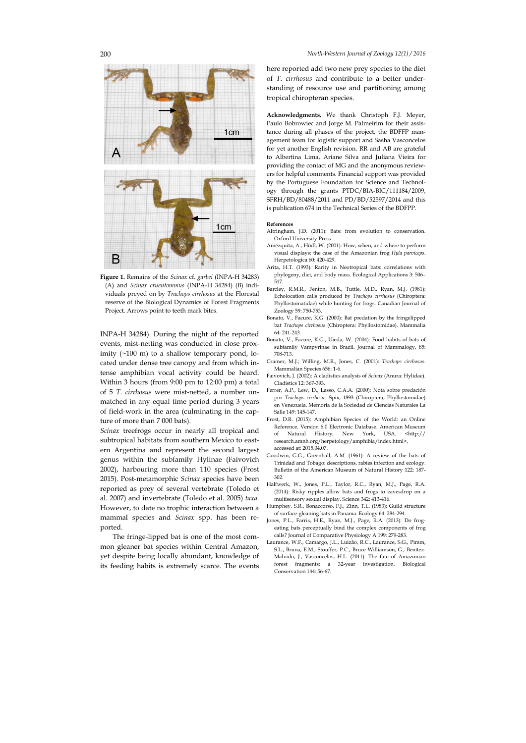**Figure 1.** Remains of the *Scinax* cf. *garbei* (INPA-H 34283) (A) and *Scinax cruentommus* (INPA-H 34284) (B) individuals preyed on by *Trachops cirrhosus* at the Florestal reserve of the Biological Dynamics of Forest Fragments Project. Arrows point to teeth mark bites.

INPA-H 34284). During the night of the reported events, mist-netting was conducted in close proximity (~100 m) to a shallow temporary pond, located under dense tree canopy and from which intense amphibian vocal activity could be heard. Within 3 hours (from 9:00 pm to 12:00 pm) a total of 5 *T. cirrhosus* were mist-netted, a number unmatched in any equal time period during 3 years of field-work in the area (culminating in the capture of more than 7 000 bats).

*Scinax* treefrogs occur in nearly all tropical and subtropical habitats from southern Mexico to eastern Argentina and represent the second largest genus within the subfamily Hylinae (Faivovich 2002), harbouring more than 110 species (Frost 2015). Post-metamorphic *Scinax* species have been reported as prey of several vertebrate (Toledo et al. 2007) and invertebrate (Toledo et al. 2005) *taxa*. However, to date no trophic interaction between a mammal species and *Scinax* spp. has been reported.

The fringe-lipped bat is one of the most common gleaner bat species within Central Amazon, yet despite being locally abundant, knowledge of its feeding habits is extremely scarce. The events here reported add two new prey species to the diet of *T. cirrhosus* and contribute to a better understanding of resource use and partitioning among tropical chiropteran species.

**Acknowledgments.** We thank Christoph F.J. Meyer, Paulo Bobrowiec and Jorge M. Palmeirim for their assistance during all phases of the project, the BDFFP management team for logistic support and Sasha Vasconcelos for yet another English revision. RR and AB are grateful to Albertina Lima, Ariane Silva and Juliana Vieira for providing the contact of MG and the anonymous reviewers for helpful comments. Financial support was provided by the Portuguese Foundation for Science and Technology through the grants PTDC/BIA-BIC/111184/2009, SFRH/BD/80488/2011 and PD/BD/52597/2014 and this is publication 674 in the Technical Series of the BDFFP.

**References**

Altringham, J.D. (2011): Bats: from evolution to conservation. Oxford University Press.

Amézquita, A., Hödl, W. (2001): How, when, and where to perform visual displays: the case of the Amazonian frog *Hyla parviceps*. Herpetologica 60: 420-429.

Arita, H.T. (1993): Rarity in Neotropical bats: correlations with phylogeny, diet, and body mass. Ecological Applications 3: 506–517.

Barcley, R.M.R., Fenton, M.B., Tuttle, M.D., Ryan, M.J. (1981): Echolocation calls produced by *Trachops cirrhosus* (Chiroptera: Phyllostomatidae) while hunting for frogs. Canadian Journal of Zoology 59: 750-753.

Bonato, V., Facure, K.G. (2000): Bat predation by the fringelipped bat *Trachops cirrhosus* (Chiroptera: Phyllostomidae). Mammalia 64: 241-243.

Bonato, V., Facure, K.G., Uieda, W. (2004): Food habits of bats of subfamily Vampyrinae in Brazil. Journal of Mammalogy, 85: 708-713.

Cramer, M.J.; Willing, M.R., Jones, C. (2001): *Trachops cirrhosus*. Mammalian Species 656: 1-6.

Faivovich, J. (2002): A cladistics analysis of *Scinax* (Anura: Hylidae). Cladistics 12: 367-393.

Ferrer, A.P., Lew, D., Lasso, C.A.A. (2000): Nota sobre predación por *Trachops cirrhosus* Spix, 1893 (Chiroptera, Phyllostomidae) en Venezuela. Memoria de la Sociedad de Ciencias Naturales La Salle 149: 145-147.

Frost, D.R. (2015): Amphibian Species of the World: an Online Reference. Version 6.0 Electronic Database. American Museum of Natural History, New York, USA. <http://research.amnh.org/herpetology/amphibia/index.html>, accessed at: 2015.04.07.

Goodwin, G.G., Greenhall, A.M. (1961): A review of the bats of Trinidad and Tobago: descriptions, rabies infection and ecology. Bulletin of the American Museum of Natural History 122: 187-302.

Halfwerk, W., Jones, P.L., Taylor, R.C., Ryan, M.J., Page, R.A. (2014): Risky ripples allow bats and frogs to eavesdrop on a multisensory sexual display. Science 342: 413-416.

Humphey, S.R., Bonaccorso, F.J., Zinn, T.L. (1983): Guild structure of surface-gleaning bats in Panama. Ecology 64: 284-294.

Jones, P.L., Farris, H.E., Ryan, M.J., Page, R.A. (2013): Do frog-eating bats perceptually bind the complex components of frog calls? Journal of Comparative Physiology A 199: 279-283.

Laurance, W.F., Camargo, J.L., Luizão, R.C., Laurance, S.G., Pimm, S.L., Bruna, E.M., Stouffer, P.C., Bruce Williamson, G., Benítez-Malvido, J., Vasconcelos, H.L. (2011): The fate of Amazonian forest fragments: a 32-year investigation. Biological Conservation 144: 56-67.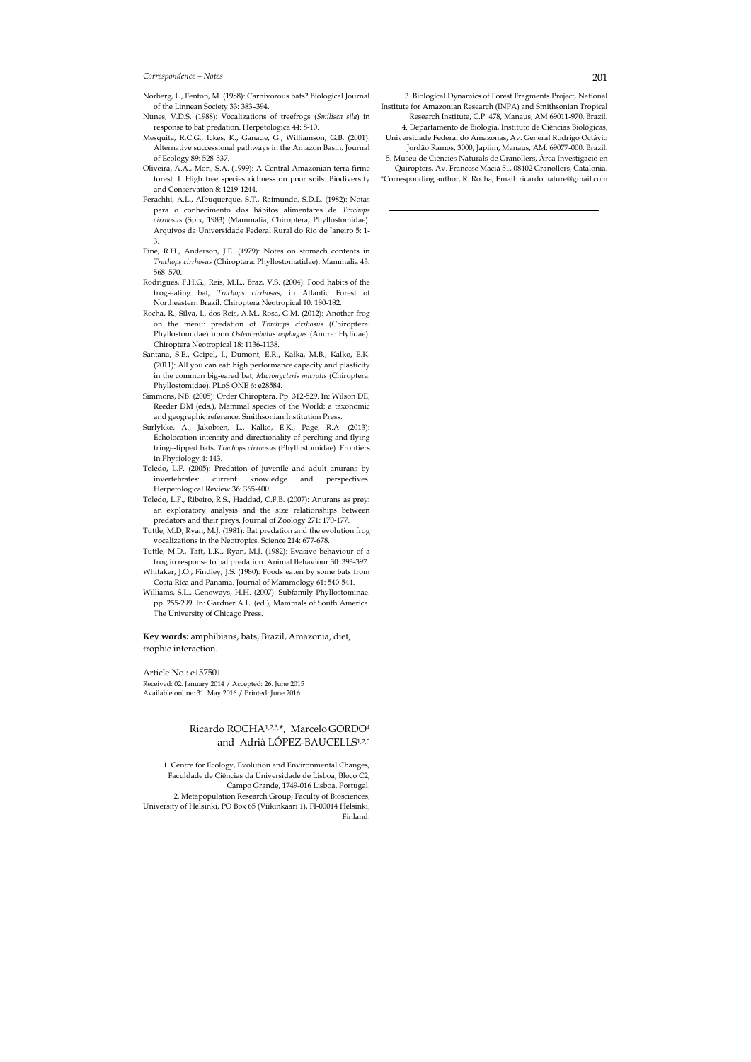Norberg, U, Fenton, M. (1988): Carnivorous bats? Biological Journal of the Linnean Society 33: 383–394.

Nunes, V.D.S. (1988): Vocalizations of treefrogs (*Smilisca sila*) in response to bat predation. Herpetologica 44: 8-10.

Mesquita, R.C.G., Ickes, K., Ganade, G., Williamson, G.B. (2001): Alternative successional pathways in the Amazon Basin. Journal of Ecology 89: 528-537.

Oliveira, A.A., Mori, S.A. (1999): A Central Amazonian terra firme forest. I. High tree species richness on poor soils. Biodiversity and Conservation 8: 1219-1244.

Perachhi, A.L., Albuquerque, S.T., Raimundo, S.D.L. (1982): Notas para o conhecimento dos hábitos alimentares de *Trachops cirrhosus* (Spix, 1983) (Mammalia, Chiroptera, Phyllostomidae). Arquivos da Universidade Federal Rural do Rio de Janeiro 5: 1-3.

Pine, R.H., Anderson, J.E. (1979): Notes on stomach contents in *Trachops cirrhosus* (Chiroptera: Phyllostomatidae). Mammalia 43: 568–570.

Rodrigues, F.H.G., Reis, M.L., Braz, V.S. (2004): Food habits of the frog-eating bat, *Trachops cirrhosus*, in Atlantic Forest of Northeastern Brazil. Chiroptera Neotropical 10: 180-182.

Rocha, R., Silva, I., dos Reis, A.M., Rosa, G.M. (2012): Another frog on the menu: predation of *Trachops cirrhosus* (Chiroptera: Phyllostomidae) upon *Osteocephalus oophagus* (Anura: Hylidae). Chiroptera Neotropical 18: 1136-1138.

Santana, S.E., Geipel, I., Dumont, E.R., Kalka, M.B., Kalko, E.K. (2011): All you can eat: high performance capacity and plasticity in the common big-eared bat, *Micronycteris microtis* (Chiroptera: Phyllostomidae). PLoS ONE 6: e28584.

Simmons, NB. (2005): Order Chiroptera. Pp. 312-529. In: Wilson DE, Reeder DM (eds.), Mammal species of the World: a taxonomic and geographic reference. Smithsonian Institution Press.

Surlykke, A., Jakobsen, L., Kalko, E.K., Page, R.A. (2013): Echolocation intensity and directionality of perching and flying fringe-lipped bats, *Trachops cirrhosus* (Phyllostomidae). Frontiers in Physiology 4: 143.

Toledo, L.F. (2005): Predation of juvenile and adult anurans by invertebrates: current knowledge and perspectives. Herpetological Review 36: 365-400.

Toledo, L.F., Ribeiro, R.S., Haddad, C.F.B. (2007): Anurans as prey: an exploratory analysis and the size relationships between predators and their preys. Journal of Zoology 271: 170-177.

Tuttle, M.D, Ryan, M.J. (1981): Bat predation and the evolution frog vocalizations in the Neotropics. Science 214: 677-678.

Tuttle, M.D., Taft, L.K., Ryan, M.J. (1982): Evasive behaviour of a frog in response to bat predation. Animal Behaviour 30: 393-397.

Whitaker, J.O., Findley, J.S. (1980): Foods eaten by some bats from Costa Rica and Panama. Journal of Mammology 61: 540-544.

Williams, S.L., Genoways, H.H. (2007): Subfamily Phyllostominae. pp. 255-299. In: Gardner A.L. (ed.), Mammals of South America. The University of Chicago Press.

**Key words:** amphibians, bats, Brazil, Amazonia, diet, trophic interaction.

Article No.: e157501
Received: 02. January 2014 / Accepted: 26. June 2015
Available online: 31. May 2016 / Printed: June 2016

Ricardo ROCHA[1,2,3,*], Marcelo GORDO[4] and Adrià LÓPEZ-BAUCELLS[1,2,5]

1. Centre for Ecology, Evolution and Environmental Changes, Faculdade de Ciências da Universidade de Lisboa, Bloco C2, Campo Grande, 1749-016 Lisboa, Portugal.
2. Metapopulation Research Group, Faculty of Biosciences, University of Helsinki, PO Box 65 (Viikinkaari 1), FI-00014 Helsinki, Finland.
3. Biological Dynamics of Forest Fragments Project, National Institute for Amazonian Research (INPA) and Smithsonian Tropical Research Institute, C.P. 478, Manaus, AM 69011-970, Brazil.
4. Departamento de Biologia, Instituto de Ciências Biológicas, Universidade Federal do Amazonas, Av. General Rodrigo Octávio Jordão Ramos, 3000, Japiim, Manaus, AM. 69077-000. Brazil.
5. Museu de Ciències Naturals de Granollers, Àrea Investigació en Quiròpters, Av. Francesc Macià 51, 08402 Granollers, Catalonia.
*Corresponding author, R. Rocha, Email: ricardo.nature@gmail.com